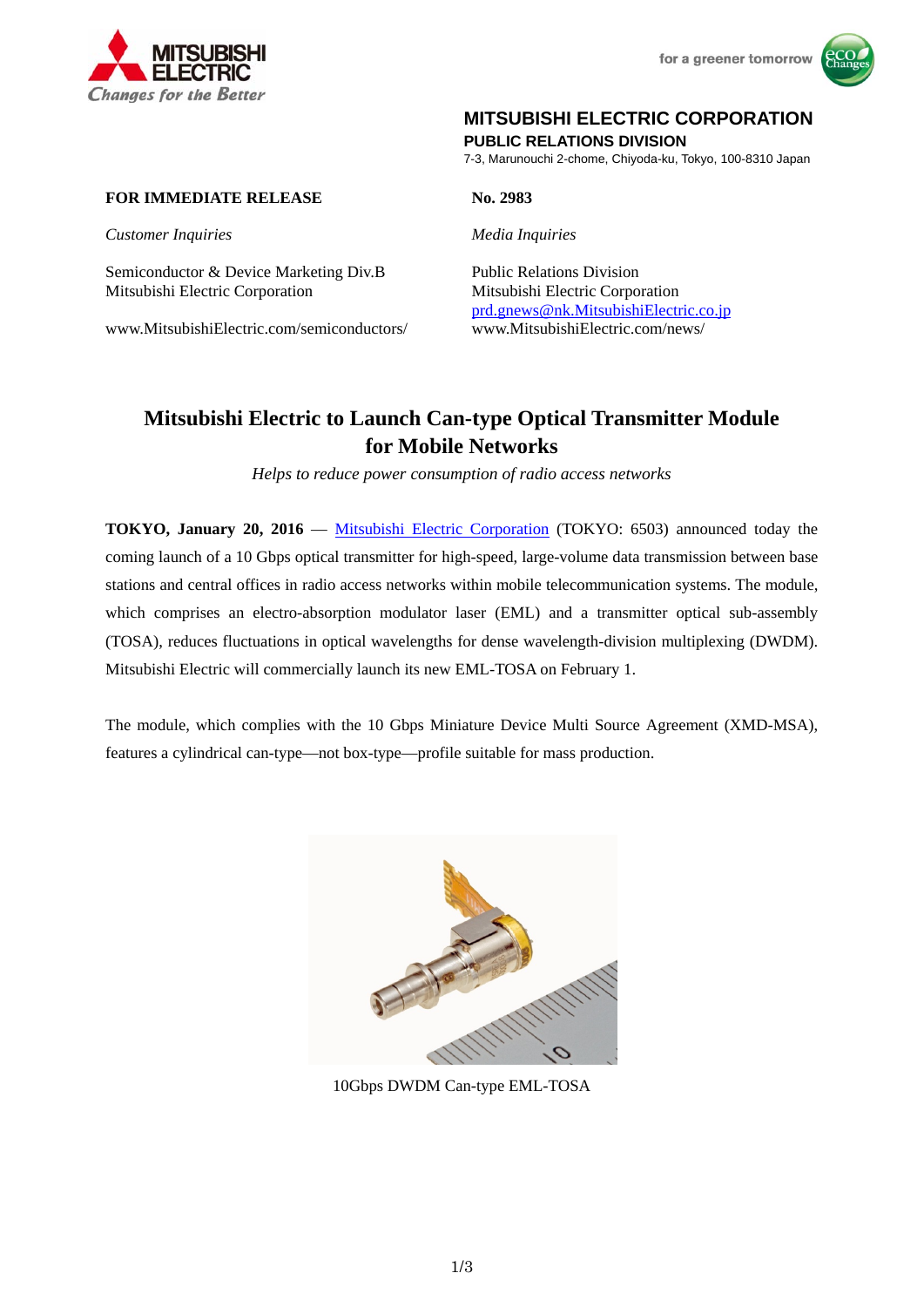MITSUBISHI ELECTRIC
Changes for the Better

for a greener tomorrow

**MITSUBISHI ELECTRIC CORPORATION**
**PUBLIC RELATIONS DIVISION**
7-3, Marunouchi 2-chome, Chiyoda-ku, Tokyo, 100-8310 Japan

**FOR IMMEDIATE RELEASE**

**No. 2983**

*Customer Inquiries*

Semiconductor & Device Marketing Div.B
Mitsubishi Electric Corporation

www.MitsubishiElectric.com/semiconductors/

*Media Inquiries*

Public Relations Division
Mitsubishi Electric Corporation
prd.gnews@nk.MitsubishiElectric.co.jp
www.MitsubishiElectric.com/news/

# Mitsubishi Electric to Launch Can-type Optical Transmitter Module for Mobile Networks

*Helps to reduce power consumption of radio access networks*

**TOKYO, January 20, 2016** — Mitsubishi Electric Corporation (TOKYO: 6503) announced today the coming launch of a 10 Gbps optical transmitter for high-speed, large-volume data transmission between base stations and central offices in radio access networks within mobile telecommunication systems. The module, which comprises an electro-absorption modulator laser (EML) and a transmitter optical sub-assembly (TOSA), reduces fluctuations in optical wavelengths for dense wavelength-division multiplexing (DWDM). Mitsubishi Electric will commercially launch its new EML-TOSA on February 1.

The module, which complies with the 10 Gbps Miniature Device Multi Source Agreement (XMD-MSA), features a cylindrical can-type—not box-type—profile suitable for mass production.

10Gbps DWDM Can-type EML-TOSA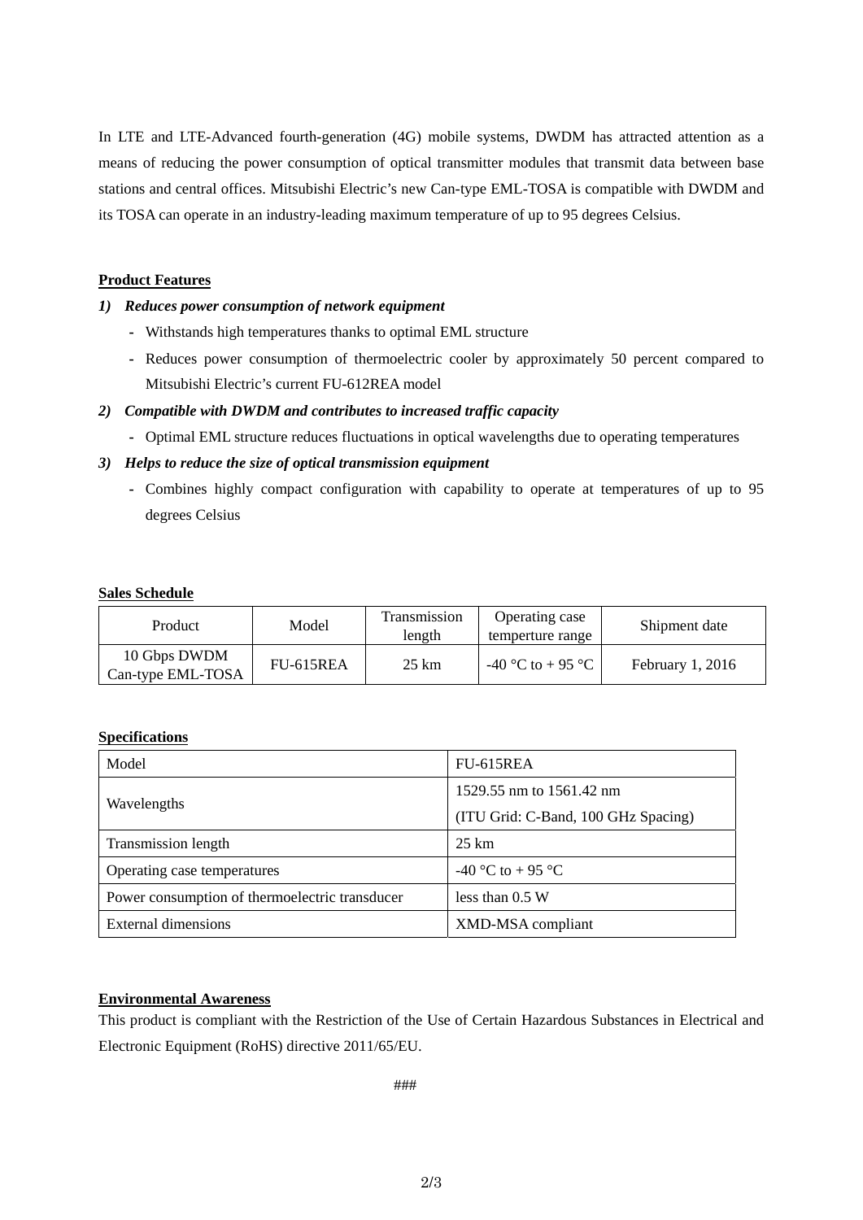In LTE and LTE-Advanced fourth-generation (4G) mobile systems, DWDM has attracted attention as a means of reducing the power consumption of optical transmitter modules that transmit data between base stations and central offices. Mitsubishi Electric's new Can-type EML-TOSA is compatible with DWDM and its TOSA can operate in an industry-leading maximum temperature of up to 95 degrees Celsius.

## Product Features

***1) Reduces power consumption of network equipment***

- Withstands high temperatures thanks to optimal EML structure
- Reduces power consumption of thermoelectric cooler by approximately 50 percent compared to Mitsubishi Electric's current FU-612REA model

***2) Compatible with DWDM and contributes to increased traffic capacity***

- Optimal EML structure reduces fluctuations in optical wavelengths due to operating temperatures

***3) Helps to reduce the size of optical transmission equipment***

- Combines highly compact configuration with capability to operate at temperatures of up to 95 degrees Celsius

## Sales Schedule

| Product | Model | Transmission length | Operating case temperture range | Shipment date |
|---|---|---|---|---|
| 10 Gbps DWDM Can-type EML-TOSA | FU-615REA | 25 km | -40 °C to + 95 °C | February 1, 2016 |

## Specifications

| Model | FU-615REA |
|---|---|
| Wavelengths | 1529.55 nm to 1561.42 nm (ITU Grid: C-Band, 100 GHz Spacing) |
| Transmission length | 25 km |
| Operating case temperatures | -40 °C to + 95 °C |
| Power consumption of thermoelectric transducer | less than 0.5 W |
| External dimensions | XMD-MSA compliant |

## Environmental Awareness

This product is compliant with the Restriction of the Use of Certain Hazardous Substances in Electrical and Electronic Equipment (RoHS) directive 2011/65/EU.

###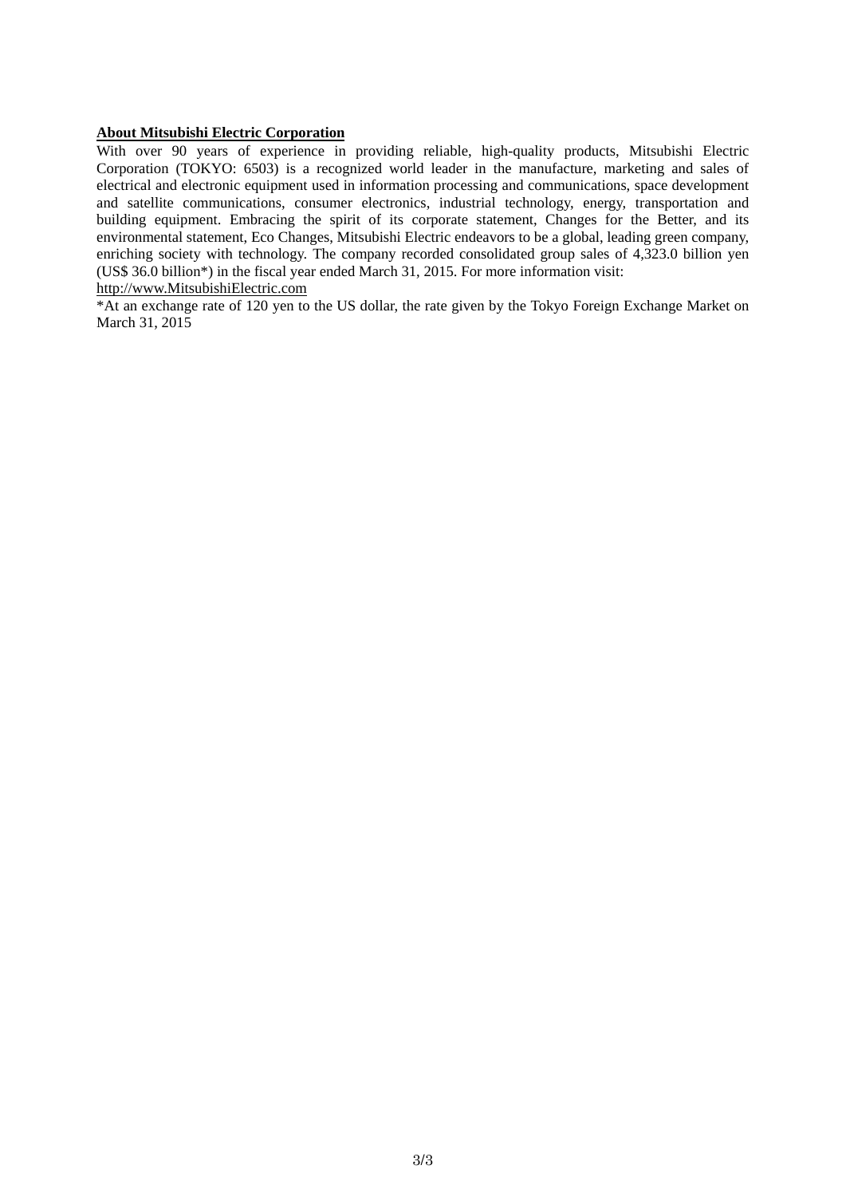**About Mitsubishi Electric Corporation**

With over 90 years of experience in providing reliable, high-quality products, Mitsubishi Electric Corporation (TOKYO: 6503) is a recognized world leader in the manufacture, marketing and sales of electrical and electronic equipment used in information processing and communications, space development and satellite communications, consumer electronics, industrial technology, energy, transportation and building equipment. Embracing the spirit of its corporate statement, Changes for the Better, and its environmental statement, Eco Changes, Mitsubishi Electric endeavors to be a global, leading green company, enriching society with technology. The company recorded consolidated group sales of 4,323.0 billion yen (US$ 36.0 billion*) in the fiscal year ended March 31, 2015. For more information visit:
http://www.MitsubishiElectric.com

*At an exchange rate of 120 yen to the US dollar, the rate given by the Tokyo Foreign Exchange Market on March 31, 2015